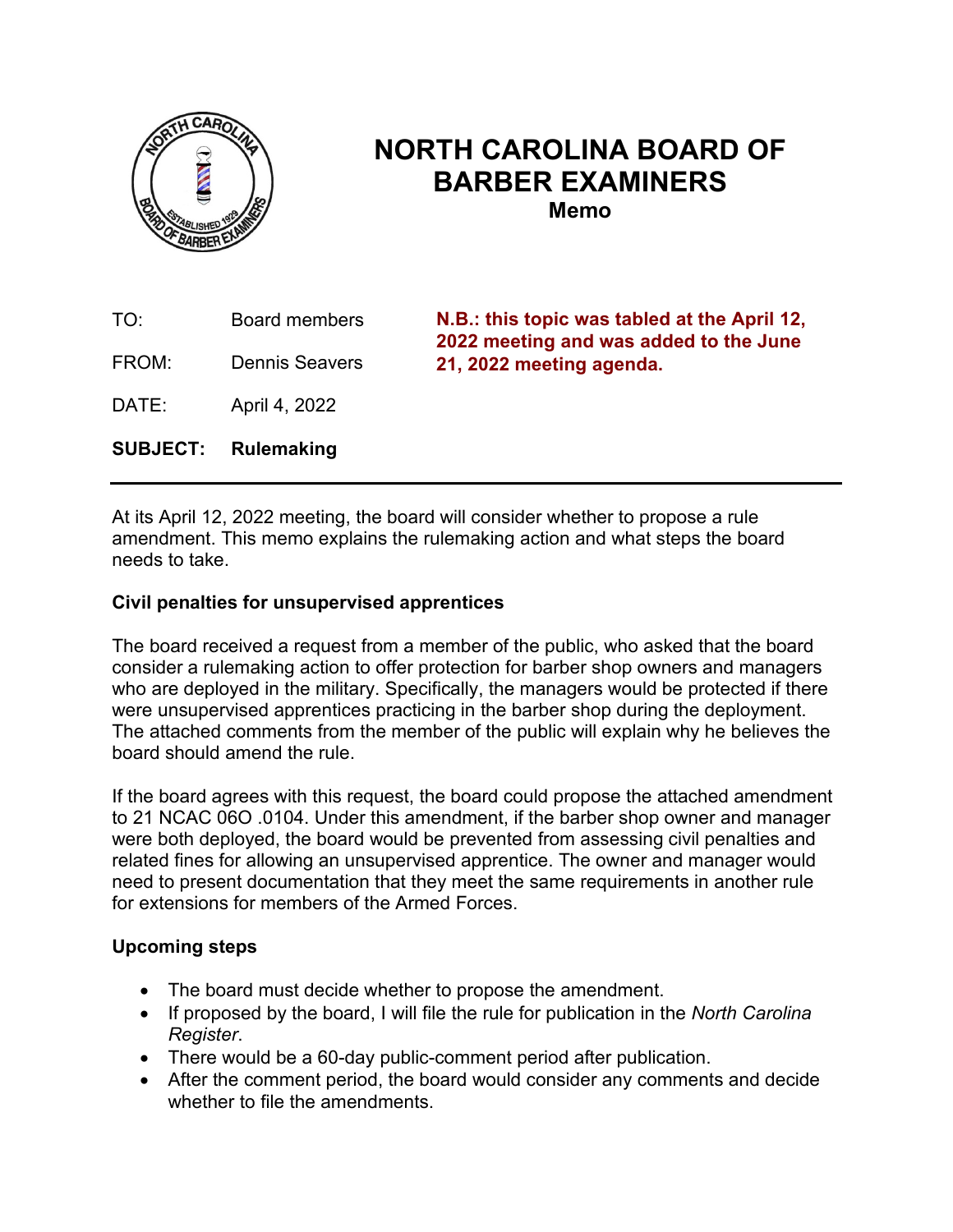# NORTH CAROLINA BOARD OF BARBER EXAMINERS

**Memo**

TO: Board members

FROM: Dennis Seavers

DATE: April 4, 2022

**SUBJECT: Rulemaking**

**N.B.: this topic was tabled at the April 12, 2022 meeting and was added to the June 21, 2022 meeting agenda.**

---

At its April 12, 2022 meeting, the board will consider whether to propose a rule amendment. This memo explains the rulemaking action and what steps the board needs to take.

**Civil penalties for unsupervised apprentices**

The board received a request from a member of the public, who asked that the board consider a rulemaking action to offer protection for barber shop owners and managers who are deployed in the military. Specifically, the managers would be protected if there were unsupervised apprentices practicing in the barber shop during the deployment. The attached comments from the member of the public will explain why he believes the board should amend the rule.

If the board agrees with this request, the board could propose the attached amendment to 21 NCAC 06O .0104. Under this amendment, if the barber shop owner and manager were both deployed, the board would be prevented from assessing civil penalties and related fines for allowing an unsupervised apprentice. The owner and manager would need to present documentation that they meet the same requirements in another rule for extensions for members of the Armed Forces.

**Upcoming steps**

- The board must decide whether to propose the amendment.
- If proposed by the board, I will file the rule for publication in the *North Carolina Register*.
- There would be a 60-day public-comment period after publication.
- After the comment period, the board would consider any comments and decide whether to file the amendments.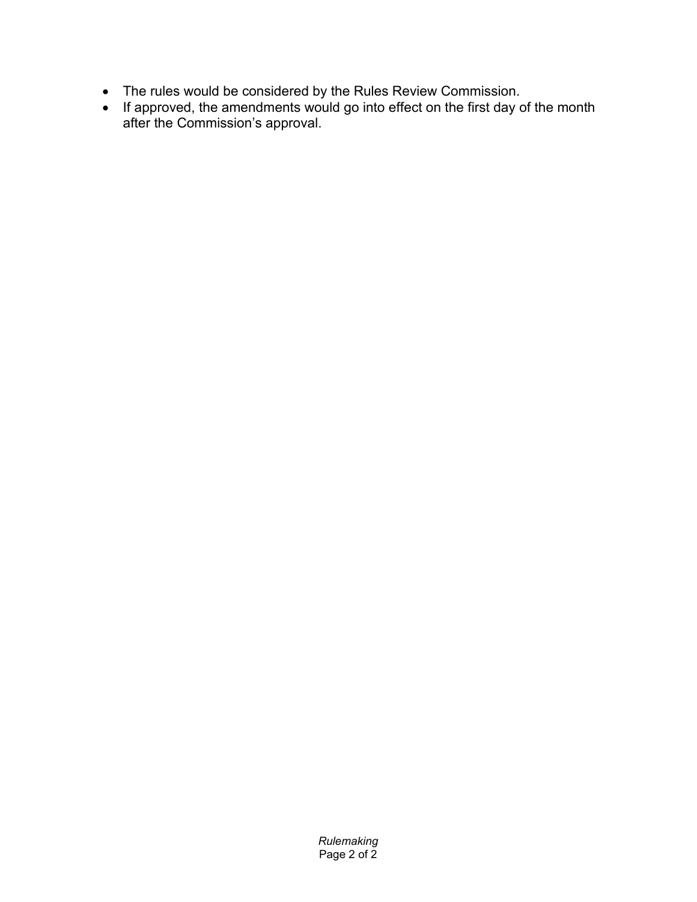- The rules would be considered by the Rules Review Commission.
- If approved, the amendments would go into effect on the first day of the month after the Commission's approval.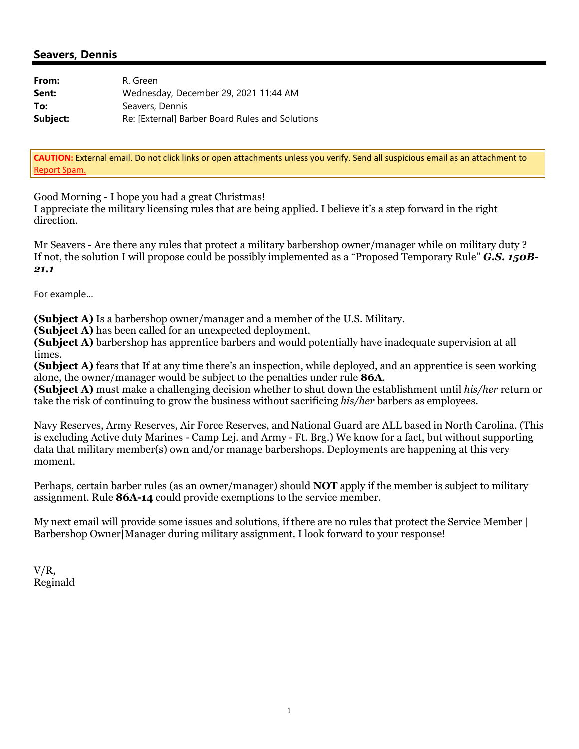## Seavers, Dennis

| | |
|---|---|
| **From:** | R. Green |
| **Sent:** | Wednesday, December 29, 2021 11:44 AM |
| **To:** | Seavers, Dennis |
| **Subject:** | Re: [External] Barber Board Rules and Solutions |

**CAUTION:** External email. Do not click links or open attachments unless you verify. Send all suspicious email as an attachment to Report Spam.

Good Morning - I hope you had a great Christmas!
I appreciate the military licensing rules that are being applied. I believe it's a step forward in the right direction.

Mr Seavers - Are there any rules that protect a military barbershop owner/manager while on military duty ? If not, the solution I will propose could be possibly implemented as a "Proposed Temporary Rule" ***G.S. 150B-21.1***

For example...

**(Subject A)** Is a barbershop owner/manager and a member of the U.S. Military.
**(Subject A)** has been called for an unexpected deployment.
**(Subject A)** barbershop has apprentice barbers and would potentially have inadequate supervision at all times.
**(Subject A)** fears that If at any time there's an inspection, while deployed, and an apprentice is seen working alone, the owner/manager would be subject to the penalties under rule **86A**.
**(Subject A)** must make a challenging decision whether to shut down the establishment until *his/her* return or take the risk of continuing to grow the business without sacrificing *his/her* barbers as employees.

Navy Reserves, Army Reserves, Air Force Reserves, and National Guard are ALL based in North Carolina. (This is excluding Active duty Marines - Camp Lej. and Army - Ft. Brg.) We know for a fact, but without supporting data that military member(s) own and/or manage barbershops. Deployments are happening at this very moment.

Perhaps, certain barber rules (as an owner/manager) should **NOT** apply if the member is subject to military assignment. Rule **86A-14** could provide exemptions to the service member.

My next email will provide some issues and solutions, if there are no rules that protect the Service Member | Barbershop Owner|Manager during military assignment. I look forward to your response!

V/R,
Reginald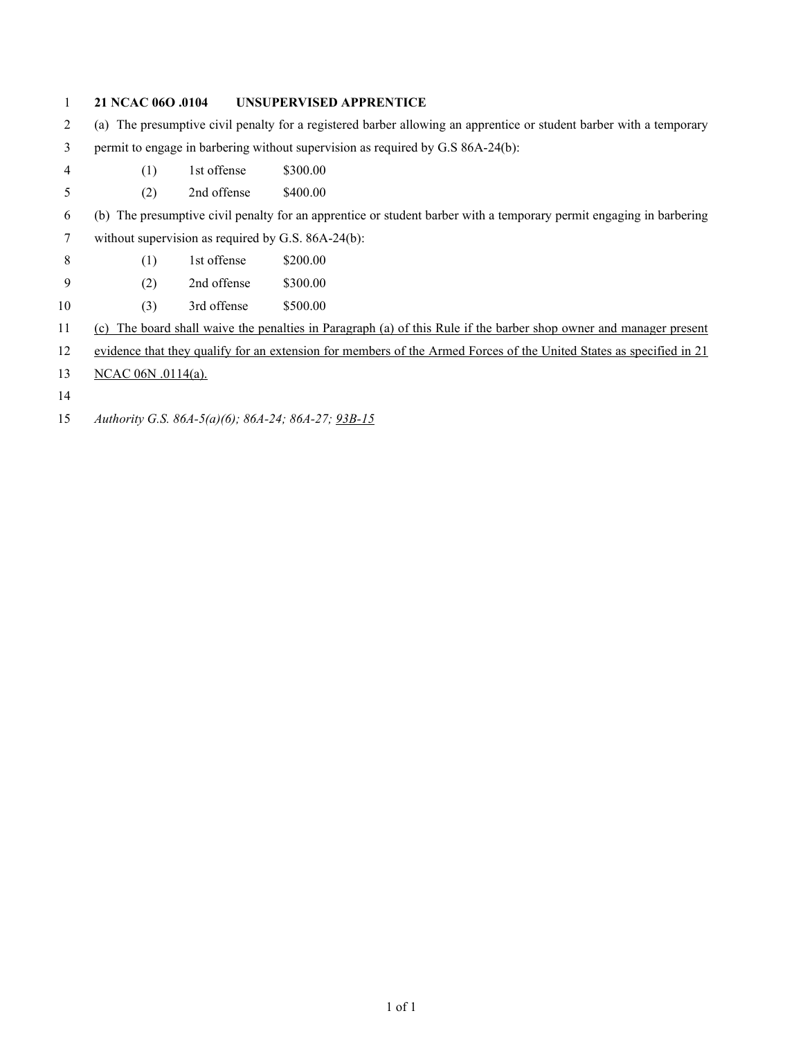**21 NCAC 06O .0104 UNSUPERVISED APPRENTICE**

(a) The presumptive civil penalty for a registered barber allowing an apprentice or student barber with a temporary permit to engage in barbering without supervision as required by G.S 86A-24(b):

(1) 1st offense $300.00

(2) 2nd offense $400.00

(b) The presumptive civil penalty for an apprentice or student barber with a temporary permit engaging in barbering without supervision as required by G.S. 86A-24(b):

(1) 1st offense $200.00

(2) 2nd offense $300.00

(3) 3rd offense $500.00

<u>(c) The board shall waive the penalties in Paragraph (a) of this Rule if the barber shop owner and manager present evidence that they qualify for an extension for members of the Armed Forces of the United States as specified in 21 NCAC 06N .0114(a).</u>

*Authority G.S. 86A-5(a)(6); 86A-24; 86A-27; <u>93B-15</u>*